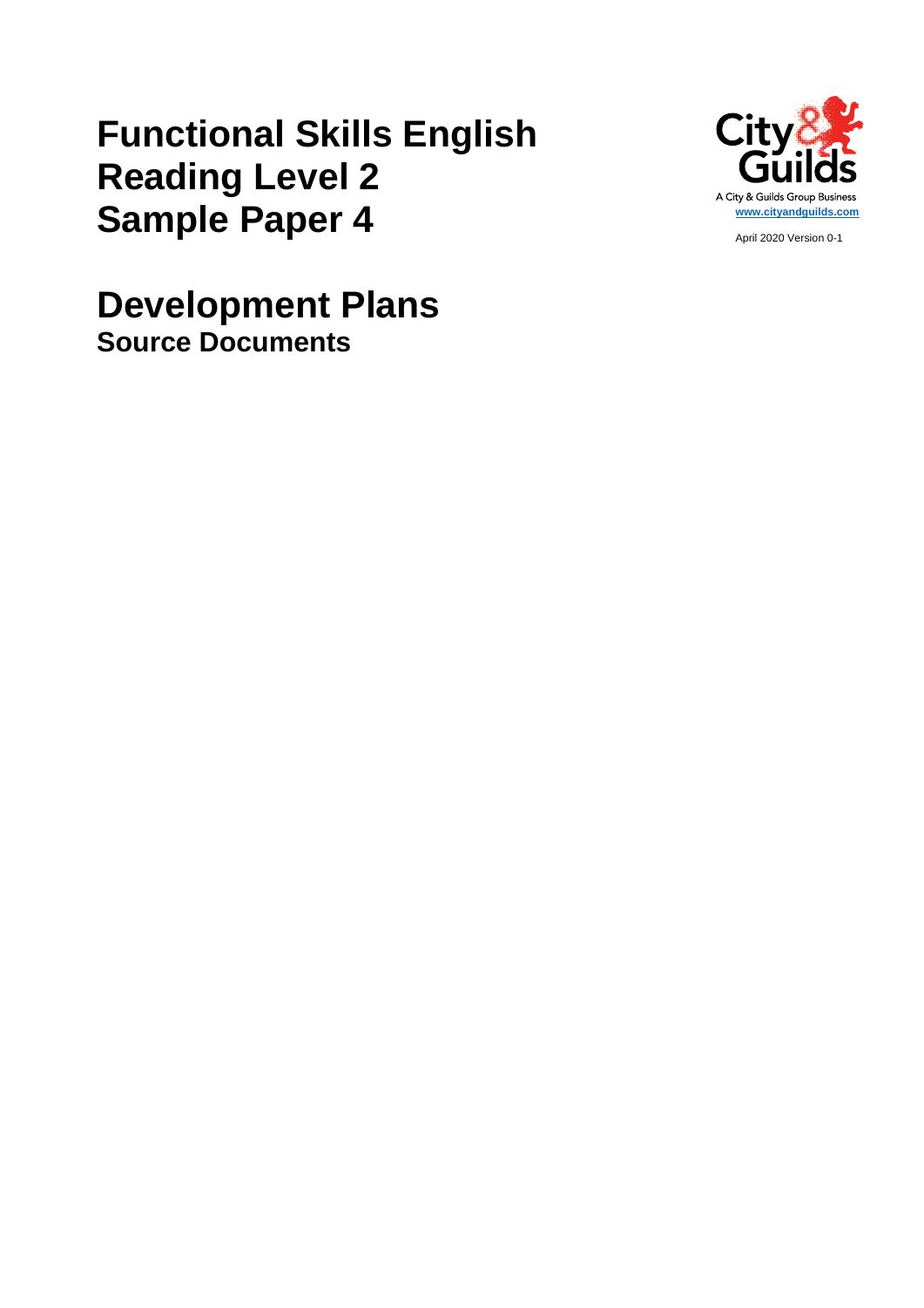# Functional Skills English Reading Level 2 Sample Paper 4

A City & Guilds Group Business
www.cityandguilds.com

April 2020 Version 0-1

# Development Plans
## Source Documents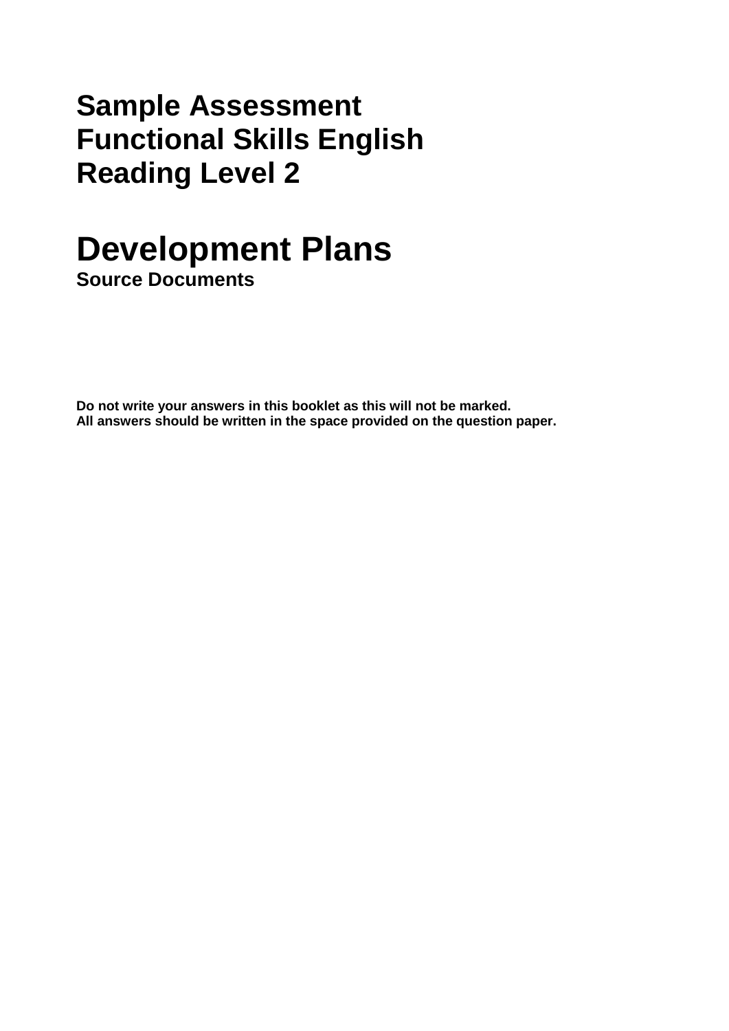# Sample Assessment Functional Skills English Reading Level 2

# Development Plans

**Source Documents**

**Do not write your answers in this booklet as this will not be marked.**
**All answers should be written in the space provided on the question paper.**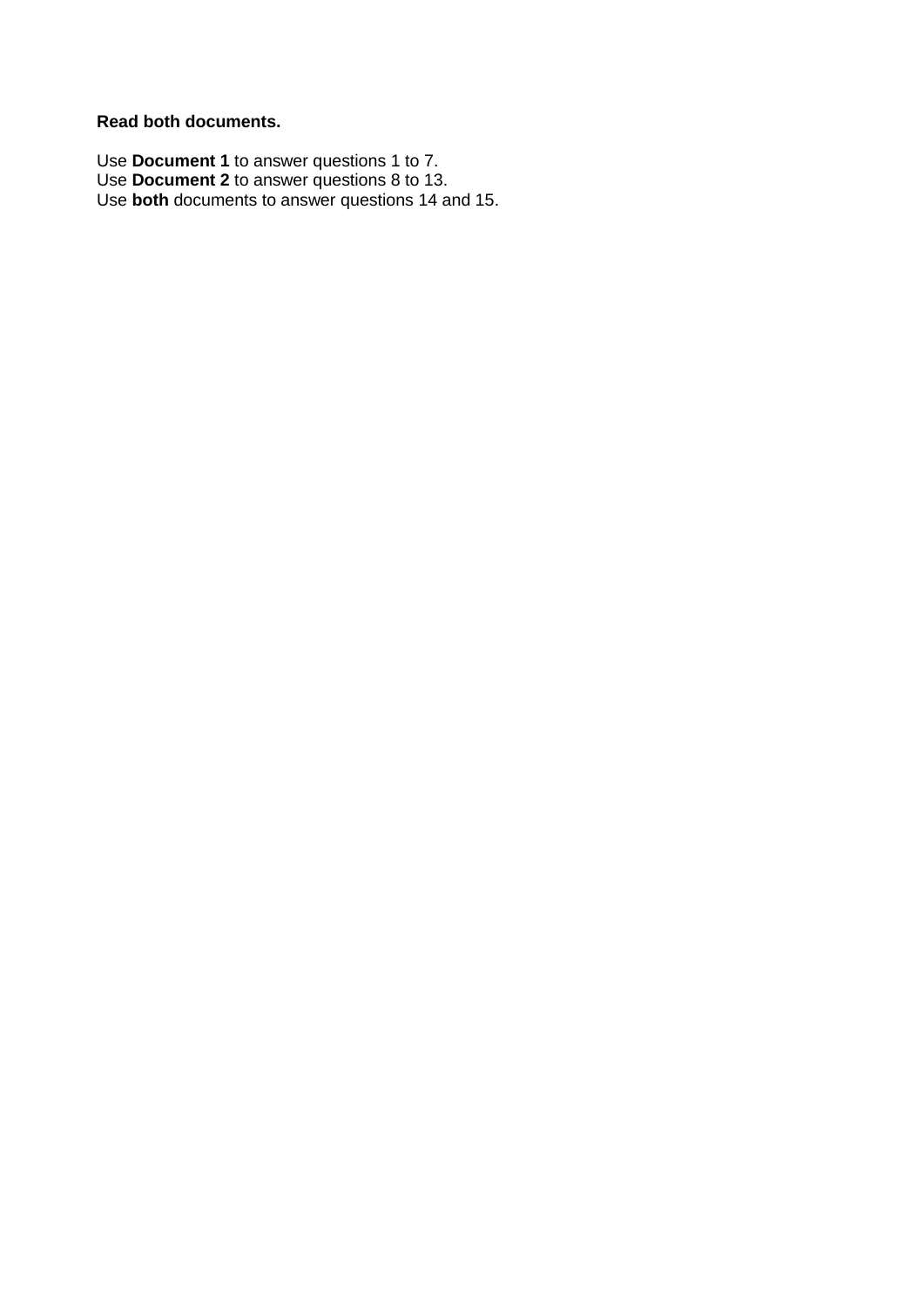**Read both documents.**

Use **Document 1** to answer questions 1 to 7.
Use **Document 2** to answer questions 8 to 13.
Use **both** documents to answer questions 14 and 15.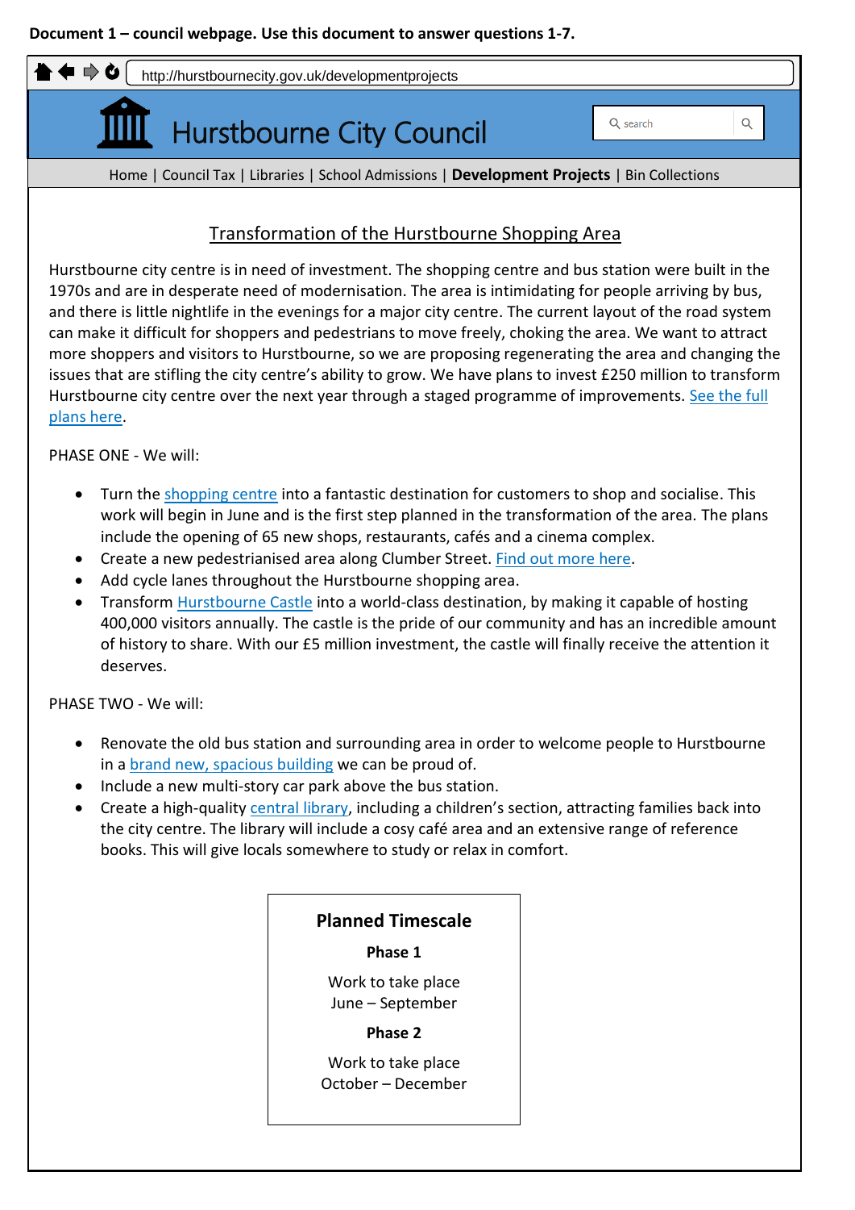**Document 1 – council webpage. Use this document to answer questions 1-7.**

http://hurstbournecity.gov.uk/developmentprojects

# Hurstbourne City Council

search

Home | Council Tax | Libraries | School Admissions | **Development Projects** | Bin Collections

## Transformation of the Hurstbourne Shopping Area

Hurstbourne city centre is in need of investment. The shopping centre and bus station were built in the 1970s and are in desperate need of modernisation. The area is intimidating for people arriving by bus, and there is little nightlife in the evenings for a major city centre. The current layout of the road system can make it difficult for shoppers and pedestrians to move freely, choking the area. We want to attract more shoppers and visitors to Hurstbourne, so we are proposing regenerating the area and changing the issues that are stifling the city centre's ability to grow. We have plans to invest £250 million to transform Hurstbourne city centre over the next year through a staged programme of improvements. See the full plans here.

PHASE ONE - We will:

- Turn the shopping centre into a fantastic destination for customers to shop and socialise. This work will begin in June and is the first step planned in the transformation of the area. The plans include the opening of 65 new shops, restaurants, cafés and a cinema complex.
- Create a new pedestrianised area along Clumber Street. Find out more here.
- Add cycle lanes throughout the Hurstbourne shopping area.
- Transform Hurstbourne Castle into a world-class destination, by making it capable of hosting 400,000 visitors annually. The castle is the pride of our community and has an incredible amount of history to share. With our £5 million investment, the castle will finally receive the attention it deserves.

PHASE TWO - We will:

- Renovate the old bus station and surrounding area in order to welcome people to Hurstbourne in a brand new, spacious building we can be proud of.
- Include a new multi-story car park above the bus station.
- Create a high-quality central library, including a children's section, attracting families back into the city centre. The library will include a cosy café area and an extensive range of reference books. This will give locals somewhere to study or relax in comfort.

**Planned Timescale**

**Phase 1**

Work to take place
June – September

**Phase 2**

Work to take place
October – December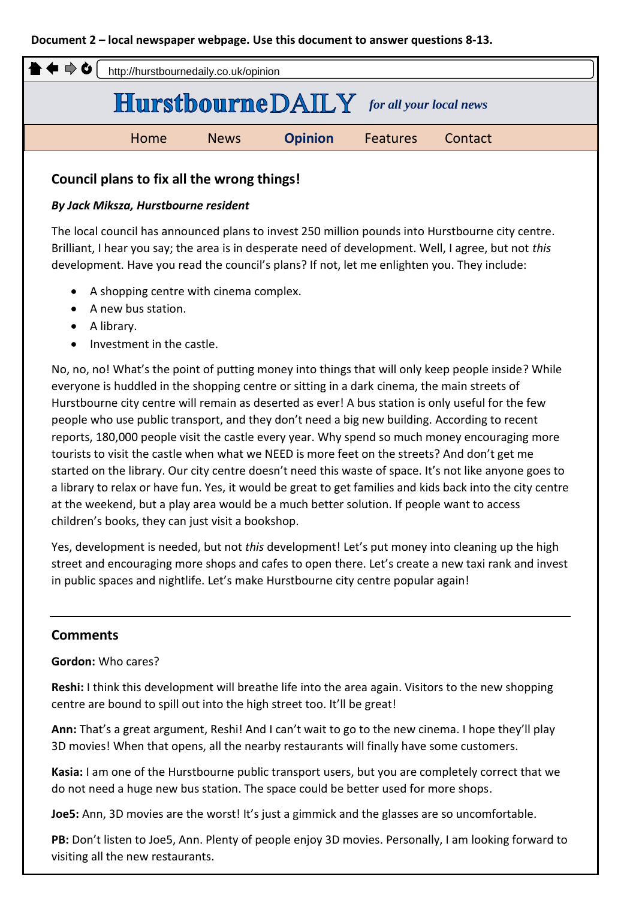**Document 2 – local newspaper webpage. Use this document to answer questions 8-13.**

http://hurstbournedaily.co.uk/opinion

# HurstbourneDAILY *for all your local news*

Home | News | **Opinion** | Features | Contact

## Council plans to fix all the wrong things!

***By Jack Miksza, Hurstbourne resident***

The local council has announced plans to invest 250 million pounds into Hurstbourne city centre. Brilliant, I hear you say; the area is in desperate need of development. Well, I agree, but not *this* development. Have you read the council's plans? If not, let me enlighten you. They include:

- A shopping centre with cinema complex.
- A new bus station.
- A library.
- Investment in the castle.

No, no, no! What's the point of putting money into things that will only keep people inside? While everyone is huddled in the shopping centre or sitting in a dark cinema, the main streets of Hurstbourne city centre will remain as deserted as ever! A bus station is only useful for the few people who use public transport, and they don't need a big new building. According to recent reports, 180,000 people visit the castle every year. Why spend so much money encouraging more tourists to visit the castle when what we NEED is more feet on the streets? And don't get me started on the library. Our city centre doesn't need this waste of space. It's not like anyone goes to a library to relax or have fun. Yes, it would be great to get families and kids back into the city centre at the weekend, but a play area would be a much better solution. If people want to access children's books, they can just visit a bookshop.

Yes, development is needed, but not *this* development! Let's put money into cleaning up the high street and encouraging more shops and cafes to open there. Let's create a new taxi rank and invest in public spaces and nightlife. Let's make Hurstbourne city centre popular again!

---

## Comments

**Gordon:** Who cares?

**Reshi:** I think this development will breathe life into the area again. Visitors to the new shopping centre are bound to spill out into the high street too. It'll be great!

**Ann:** That's a great argument, Reshi! And I can't wait to go to the new cinema. I hope they'll play 3D movies! When that opens, all the nearby restaurants will finally have some customers.

**Kasia:** I am one of the Hurstbourne public transport users, but you are completely correct that we do not need a huge new bus station. The space could be better used for more shops.

**Joe5:** Ann, 3D movies are the worst! It's just a gimmick and the glasses are so uncomfortable.

**PB:** Don't listen to Joe5, Ann. Plenty of people enjoy 3D movies. Personally, I am looking forward to visiting all the new restaurants.